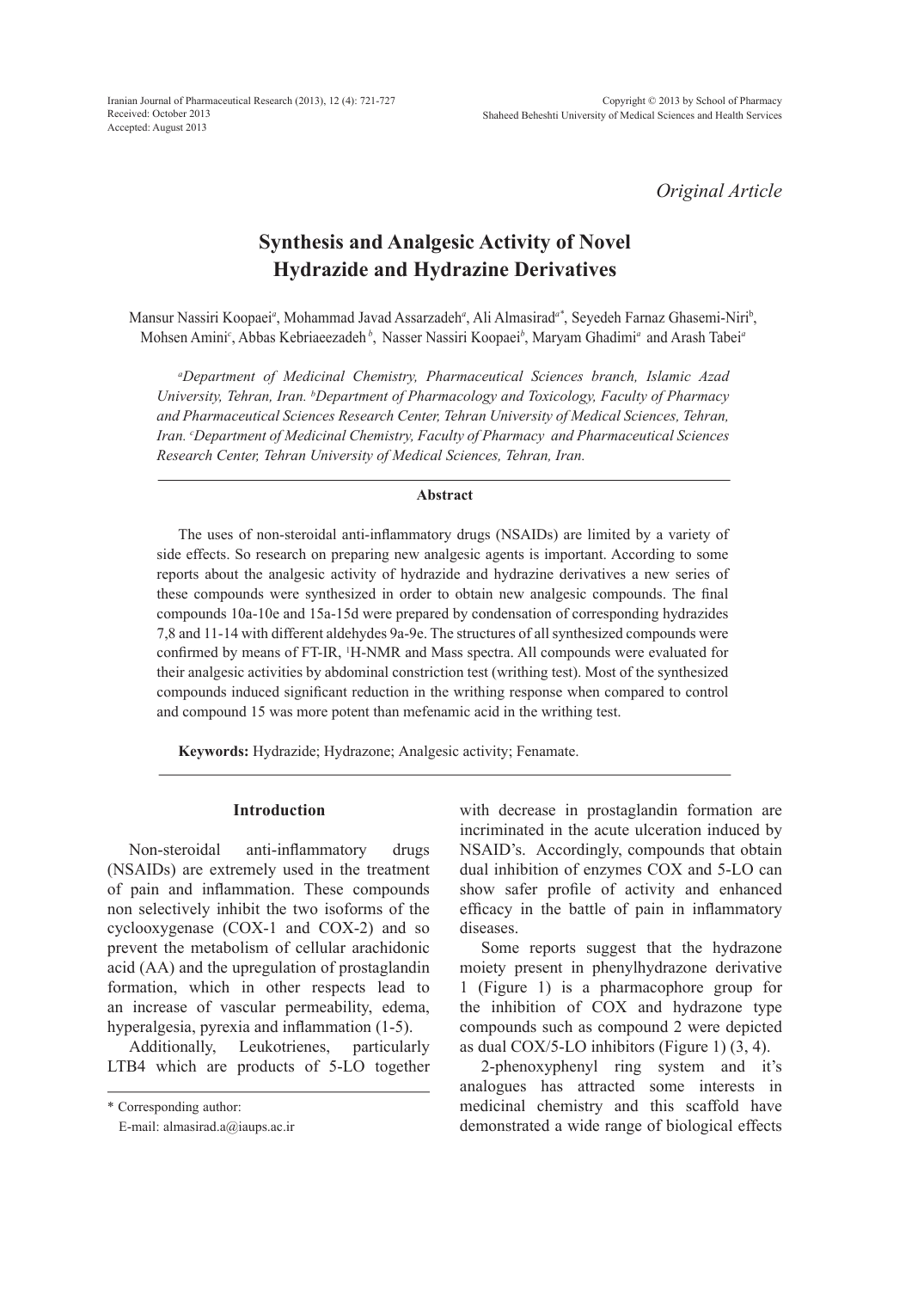*Original Article*

# Synthesis and Analgesic Activity of Novel Hydrazide and Hydrazine Derivatives

Mansur Nassiri Koopaei[a], Mohammad Javad Assarzadeh[a], Ali Almasirad[a*], Seyedeh Farnaz Ghasemi-Niri[b], Mohsen Amini[c], Abbas Kebriaeezadeh[b], Nasser Nassiri Koopaei[b], Maryam Ghadimi[a] and Arash Tabei[a]

*[a]Department of Medicinal Chemistry, Pharmaceutical Sciences branch, Islamic Azad University, Tehran, Iran. [b]Department of Pharmacology and Toxicology, Faculty of Pharmacy and Pharmaceutical Sciences Research Center, Tehran University of Medical Sciences, Tehran, Iran. [c]Department of Medicinal Chemistry, Faculty of Pharmacy and Pharmaceutical Sciences Research Center, Tehran University of Medical Sciences, Tehran, Iran.*

## Abstract

The uses of non-steroidal anti-inflammatory drugs (NSAIDs) are limited by a variety of side effects. So research on preparing new analgesic agents is important. According to some reports about the analgesic activity of hydrazide and hydrazine derivatives a new series of these compounds were synthesized in order to obtain new analgesic compounds. The final compounds 10a-10e and 15a-15d were prepared by condensation of corresponding hydrazides 7,8 and 11-14 with different aldehydes 9a-9e. The structures of all synthesized compounds were confirmed by means of FT-IR, $^1$H-NMR and Mass spectra. All compounds were evaluated for their analgesic activities by abdominal constriction test (writhing test). Most of the synthesized compounds induced significant reduction in the writhing response when compared to control and compound 15 was more potent than mefenamic acid in the writhing test.

**Keywords:** Hydrazide; Hydrazone; Analgesic activity; Fenamate.

## Introduction

Non-steroidal anti-inflammatory drugs (NSAIDs) are extremely used in the treatment of pain and inflammation. These compounds non selectively inhibit the two isoforms of the cyclooxygenase (COX-1 and COX-2) and so prevent the metabolism of cellular arachidonic acid (AA) and the upregulation of prostaglandin formation, which in other respects lead to an increase of vascular permeability, edema, hyperalgesia, pyrexia and inflammation (1-5).

Additionally, Leukotrienes, particularly LTB4 which are products of 5-LO together with decrease in prostaglandin formation are incriminated in the acute ulceration induced by NSAID's. Accordingly, compounds that obtain dual inhibition of enzymes COX and 5-LO can show safer profile of activity and enhanced efficacy in the battle of pain in inflammatory diseases.

Some reports suggest that the hydrazone moiety present in phenylhydrazone derivative 1 (Figure 1) is a pharmacophore group for the inhibition of COX and hydrazone type compounds such as compound 2 were depicted as dual COX/5-LO inhibitors (Figure 1) (3, 4).

2-phenoxyphenyl ring system and it's analogues has attracted some interests in medicinal chemistry and this scaffold have demonstrated a wide range of biological effects

\* Corresponding author:
E-mail: almasirad.a@iaups.ac.ir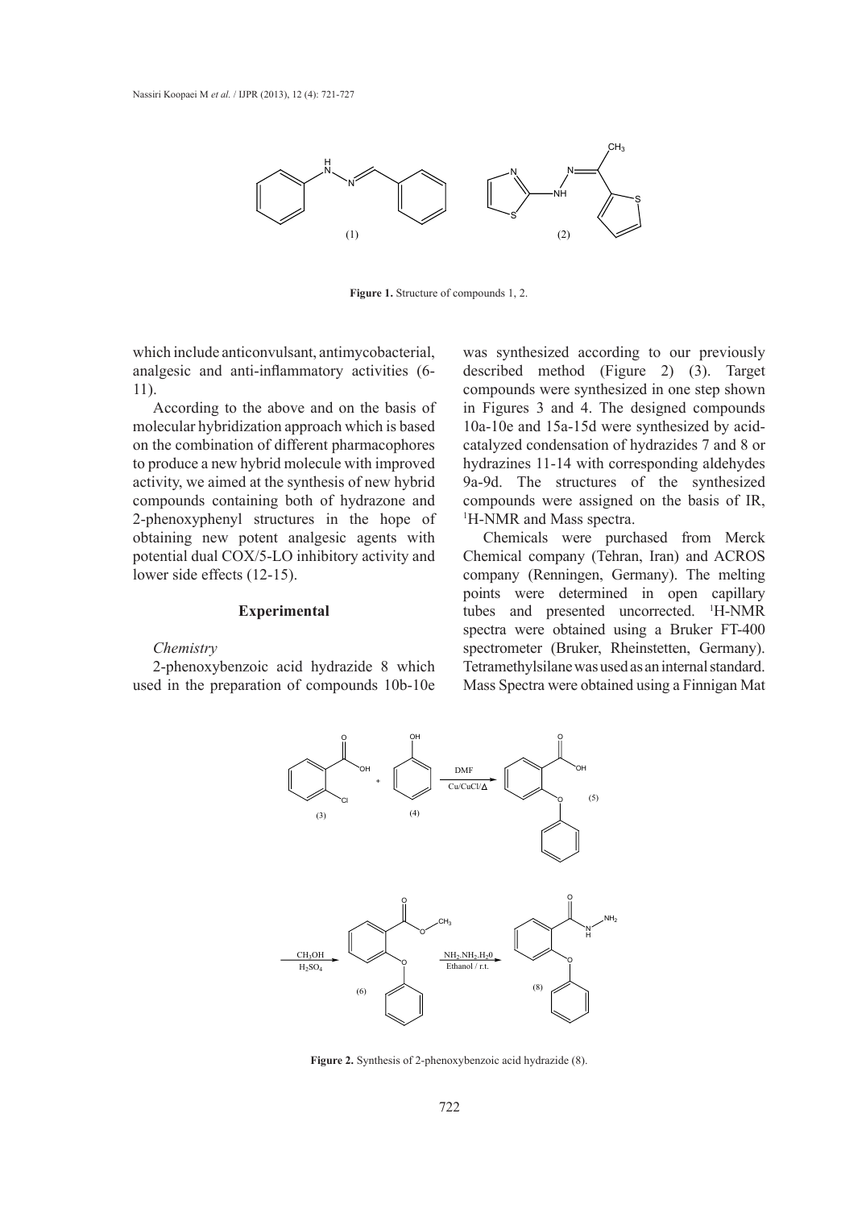**Figure 1.** Structure of compounds 1, 2.

which include anticonvulsant, antimycobacterial, analgesic and anti-inflammatory activities (6-11).

According to the above and on the basis of molecular hybridization approach which is based on the combination of different pharmacophores to produce a new hybrid molecule with improved activity, we aimed at the synthesis of new hybrid compounds containing both of hydrazone and 2-phenoxyphenyl structures in the hope of obtaining new potent analgesic agents with potential dual COX/5-LO inhibitory activity and lower side effects (12-15).

## Experimental

### *Chemistry*

2-phenoxybenzoic acid hydrazide 8 which used in the preparation of compounds 10b-10e was synthesized according to our previously described method (Figure 2) (3). Target compounds were synthesized in one step shown in Figures 3 and 4. The designed compounds 10a-10e and 15a-15d were synthesized by acid-catalyzed condensation of hydrazides 7 and 8 or hydrazines 11-14 with corresponding aldehydes 9a-9d. The structures of the synthesized compounds were assigned on the basis of IR, $^{1}$H-NMR and Mass spectra.

Chemicals were purchased from Merck Chemical company (Tehran, Iran) and ACROS company (Renningen, Germany). The melting points were determined in open capillary tubes and presented uncorrected. $^{1}$H-NMR spectra were obtained using a Bruker FT-400 spectrometer (Bruker, Rheinstetten, Germany). Tetramethylsilane was used as an internal standard. Mass Spectra were obtained using a Finnigan Mat

**Figure 2.** Synthesis of 2-phenoxybenzoic acid hydrazide (8).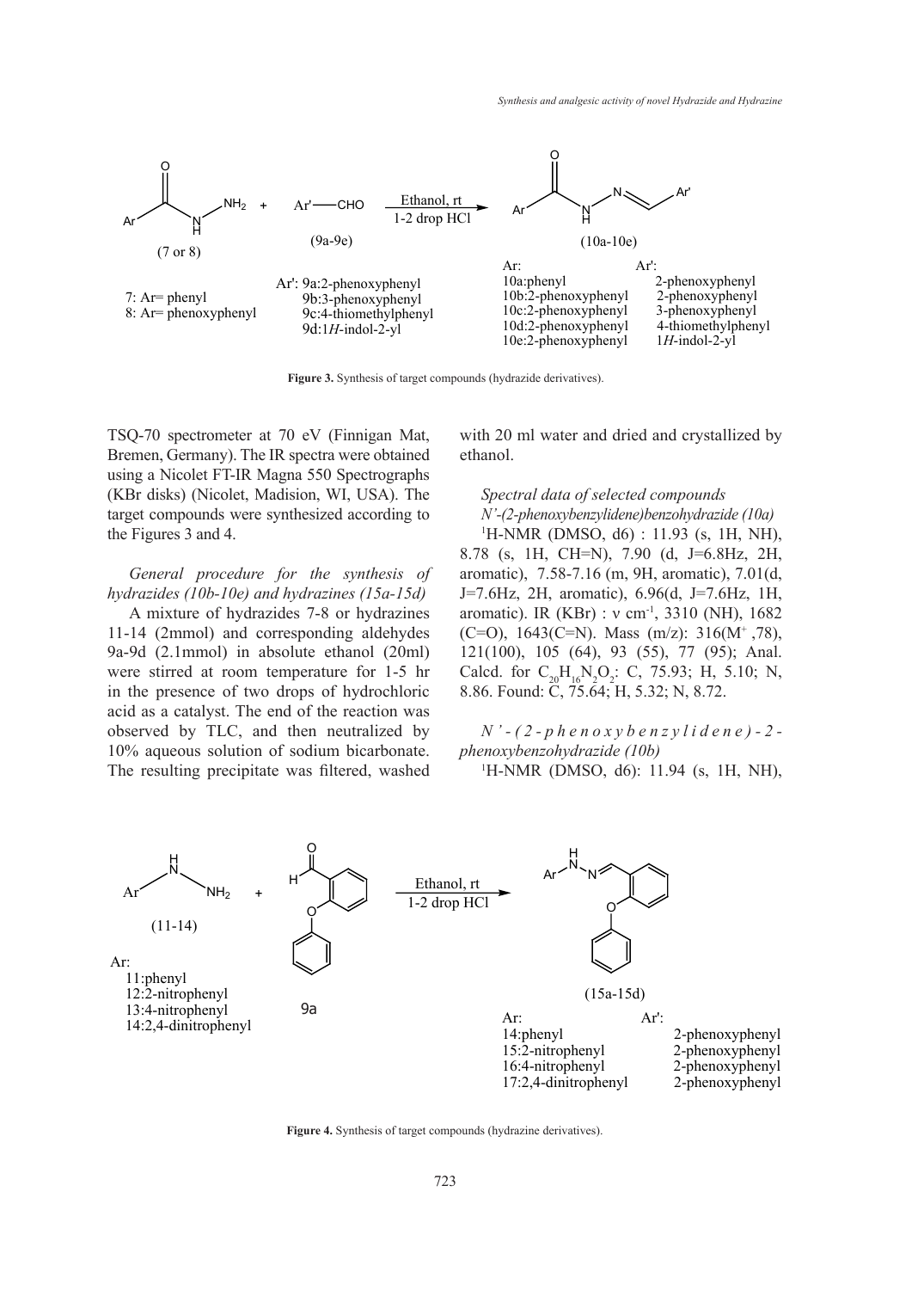Figure 3. Synthesis of target compounds (hydrazide derivatives).

TSQ-70 spectrometer at 70 eV (Finnigan Mat, Bremen, Germany). The IR spectra were obtained using a Nicolet FT-IR Magna 550 Spectrographs (KBr disks) (Nicolet, Madision, WI, USA). The target compounds were synthesized according to the Figures 3 and 4.

*General procedure for the synthesis of hydrazides (10b-10e) and hydrazines (15a-15d)*

A mixture of hydrazides 7-8 or hydrazines 11-14 (2mmol) and corresponding aldehydes 9a-9d (2.1mmol) in absolute ethanol (20ml) were stirred at room temperature for 1-5 hr in the presence of two drops of hydrochloric acid as a catalyst. The end of the reaction was observed by TLC, and then neutralized by 10% aqueous solution of sodium bicarbonate. The resulting precipitate was filtered, washed with 20 ml water and dried and crystallized by ethanol.

*Spectral data of selected compounds*

*N'-(2-phenoxybenzylidene)benzohydrazide (10a)*

$^1$H-NMR (DMSO, d6) : 11.93 (s, 1H, NH), 8.78 (s, 1H, CH=N), 7.90 (d, J=6.8Hz, 2H, aromatic), 7.58-7.16 (m, 9H, aromatic), 7.01(d, J=7.6Hz, 2H, aromatic), 6.96(d, J=7.6Hz, 1H, aromatic). IR (KBr) : ν cm$^{-1}$, 3310 (NH), 1682 (C=O), 1643(C=N). Mass (m/z): 316(M$^+$ ,78), 121(100), 105 (64), 93 (55), 77 (95); Anal. Calcd. for $C_{20}H_{16}N_2O_2$: C, 75.93; H, 5.10; N, 8.86. Found: C, 75.64; H, 5.32; N, 8.72.

*N'-(2-phenoxybenzylidene)-2-phenoxybenzohydrazide (10b)*

$^1$H-NMR (DMSO, d6): 11.94 (s, 1H, NH),

Figure 4. Synthesis of target compounds (hydrazine derivatives).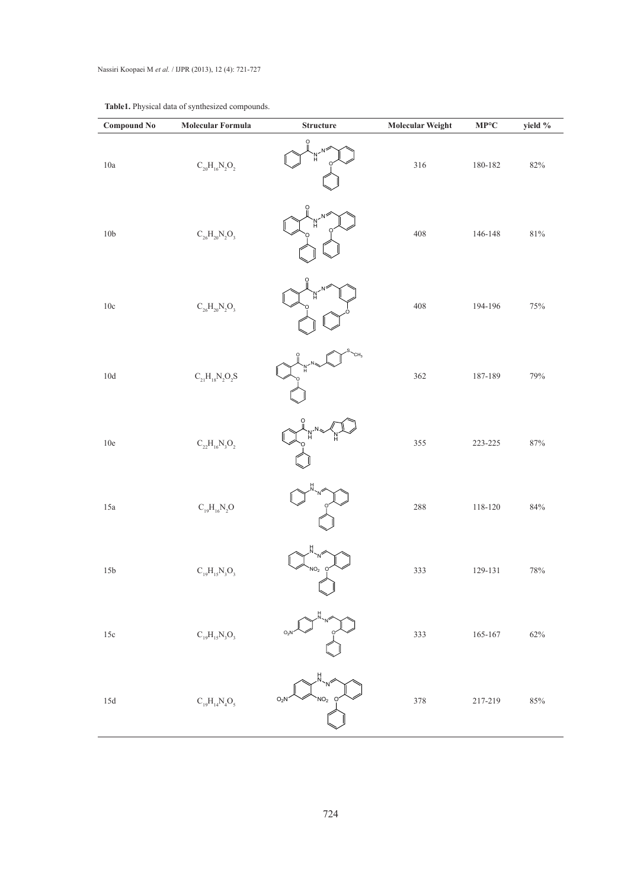**Table1.** Physical data of synthesized compounds.

| Compound No | Molecular Formula | Structure | Molecular Weight | MP°C | yield % |
|---|---|---|---|---|---|
| 10a | $C_{20}H_{16}N_2O_2$ | | 316 | 180-182 | 82% |
| 10b | $C_{26}H_{20}N_2O_3$ | | 408 | 146-148 | 81% |
| 10c | $C_{26}H_{20}N_2O_3$ | | 408 | 194-196 | 75% |
| 10d | $C_{21}H_{18}N_2O_2S$ | | 362 | 187-189 | 79% |
| 10e | $C_{22}H_{16}N_3O_2$ | | 355 | 223-225 | 87% |
| 15a | $C_{19}H_{16}N_2O$ | | 288 | 118-120 | 84% |
| 15b | $C_{19}H_{15}N_3O_3$ | | 333 | 129-131 | 78% |
| 15c | $C_{19}H_{15}N_3O_3$ | | 333 | 165-167 | 62% |
| 15d | $C_{19}H_{14}N_4O_5$ | | 378 | 217-219 | 85% |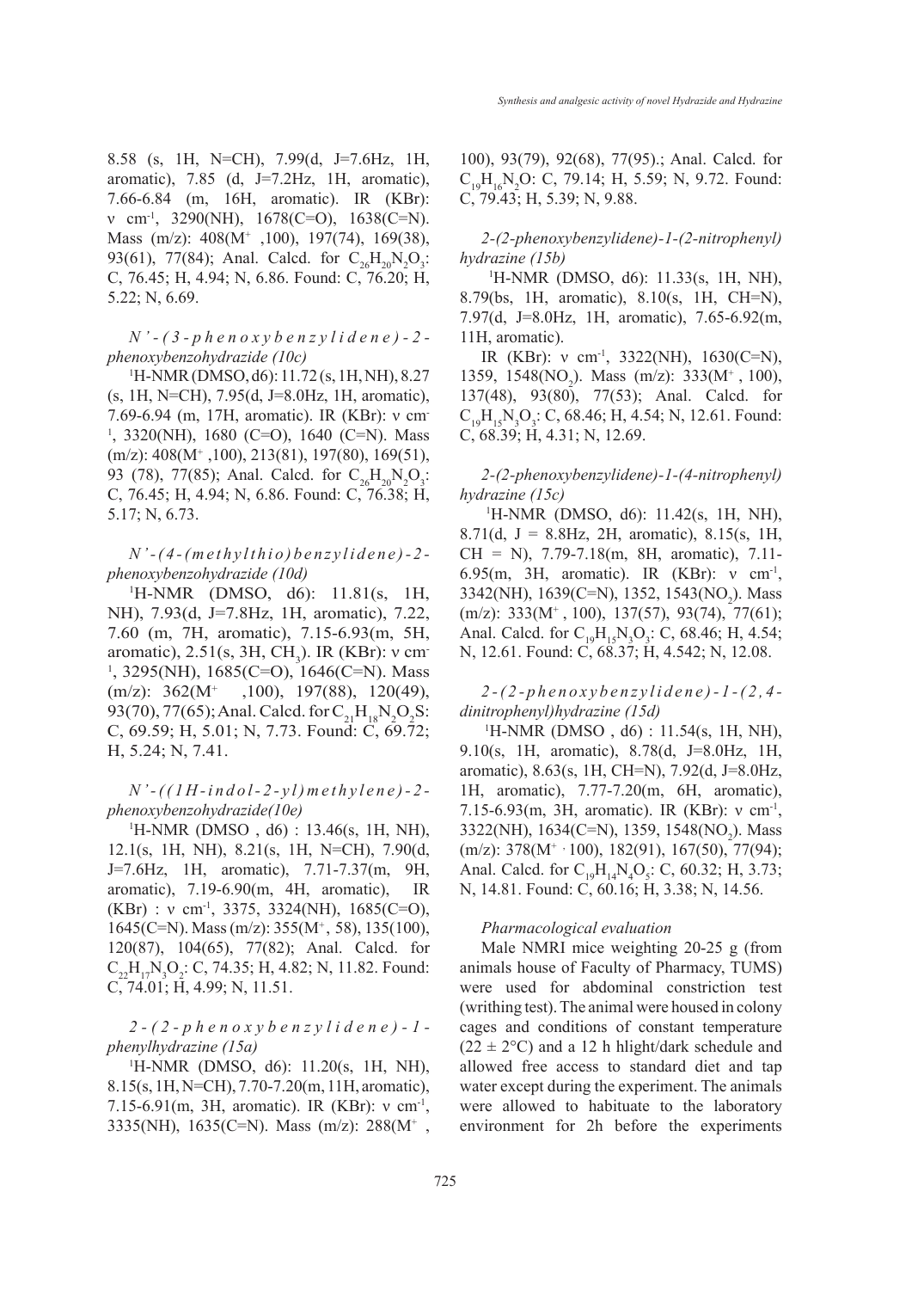8.58 (s, 1H, N=CH), 7.99(d, J=7.6Hz, 1H, aromatic), 7.85 (d, J=7.2Hz, 1H, aromatic), 7.66-6.84 (m, 16H, aromatic). IR (KBr): ν $cm^{-1}$, 3290(NH), 1678(C=O), 1638(C=N). Mass (m/z): 408($M^+$ ,100), 197(74), 169(38), 93(61), 77(84); Anal. Calcd. for $C_{26}H_{20}N_2O_3$: C, 76.45; H, 4.94; N, 6.86. Found: C, 76.20; H, 5.22; N, 6.69.

*N'-(3-phenoxybenzylidene)-2-phenoxybenzohydrazide (10c)*

$^1$H-NMR (DMSO, d6): 11.72 (s, 1H, NH), 8.27 (s, 1H, N=CH), 7.95(d, J=8.0Hz, 1H, aromatic), 7.69-6.94 (m, 17H, aromatic). IR (KBr): ν $cm^{-1}$, 3320(NH), 1680 (C=O), 1640 (C=N). Mass (m/z): 408($M^+$ ,100), 213(81), 197(80), 169(51), 93 (78), 77(85); Anal. Calcd. for $C_{26}H_{20}N_2O_3$: C, 76.45; H, 4.94; N, 6.86. Found: C, 76.38; H, 5.17; N, 6.73.

*N'-(4-(methylthio)benzylidene)-2-phenoxybenzohydrazide (10d)*

$^1$H-NMR (DMSO, d6): 11.81(s, 1H, NH), 7.93(d, J=7.8Hz, 1H, aromatic), 7.22, 7.60 (m, 7H, aromatic), 7.15-6.93(m, 5H, aromatic), 2.51(s, 3H, $CH_3$). IR (KBr): ν $cm^{-1}$, 3295(NH), 1685(C=O), 1646(C=N). Mass (m/z): 362($M^+$ ,100), 197(88), 120(49), 93(70), 77(65); Anal. Calcd. for $C_{21}H_{18}N_2O_2S$: C, 69.59; H, 5.01; N, 7.73. Found: C, 69.72; H, 5.24; N, 7.41.

*N'-((1H-indol-2-yl)methylene)-2-phenoxybenzohydrazide(10e)*

$^1$H-NMR (DMSO , d6) : 13.46(s, 1H, NH), 12.1(s, 1H, NH), 8.21(s, 1H, N=CH), 7.90(d, J=7.6Hz, 1H, aromatic), 7.71-7.37(m, 9H, aromatic), 7.19-6.90(m, 4H, aromatic), IR (KBr) : ν $cm^{-1}$, 3375, 3324(NH), 1685(C=O), 1645(C=N). Mass (m/z): 355($M^+$, 58), 135(100), 120(87), 104(65), 77(82); Anal. Calcd. for $C_{22}H_{17}N_3O_2$: C, 74.35; H, 4.82; N, 11.82. Found: C, 74.01; H, 4.99; N, 11.51.

*2-(2-phenoxybenzylidene)-1-phenylhydrazine (15a)*

$^1$H-NMR (DMSO, d6): 11.20(s, 1H, NH), 8.15(s, 1H, N=CH), 7.70-7.20(m, 11H, aromatic), 7.15-6.91(m, 3H, aromatic). IR (KBr): ν $cm^{-1}$, 3335(NH), 1635(C=N). Mass (m/z): 288($M^+$ , 100), 93(79), 92(68), 77(95).; Anal. Calcd. for $C_{19}H_{16}N_2O$: C, 79.14; H, 5.59; N, 9.72. Found: C, 79.43; H, 5.39; N, 9.88.

*2-(2-phenoxybenzylidene)-1-(2-nitrophenyl) hydrazine (15b)*

$^1$H-NMR (DMSO, d6): 11.33(s, 1H, NH), 8.79(bs, 1H, aromatic), 8.10(s, 1H, CH=N), 7.97(d, J=8.0Hz, 1H, aromatic), 7.65-6.92(m, 11H, aromatic).

IR (KBr): ν $cm^{-1}$, 3322(NH), 1630(C=N), 1359, 1548($NO_2$). Mass (m/z): 333($M^+$ , 100), 137(48), 93(80), 77(53); Anal. Calcd. for $C_{19}H_{15}N_3O_3$: C, 68.46; H, 4.54; N, 12.61. Found: C, 68.39; H, 4.31; N, 12.69.

*2-(2-phenoxybenzylidene)-1-(4-nitrophenyl) hydrazine (15c)*

$^1$H-NMR (DMSO, d6): 11.42(s, 1H, NH), 8.71(d, J = 8.8Hz, 2H, aromatic), 8.15(s, 1H, CH = N), 7.79-7.18(m, 8H, aromatic), 7.11-6.95(m, 3H, aromatic). IR (KBr): ν $cm^{-1}$, 3342(NH), 1639(C=N), 1352, 1543($NO_2$). Mass (m/z): 333($M^+$ , 100), 137(57), 93(74), 77(61); Anal. Calcd. for $C_{19}H_{15}N_3O_3$: C, 68.46; H, 4.54; N, 12.61. Found: C, 68.37; H, 4.542; N, 12.08.

*2-(2-phenoxybenzylidene)-1-(2,4-dinitrophenyl)hydrazine (15d)*

$^1$H-NMR (DMSO , d6) : 11.54(s, 1H, NH), 9.10(s, 1H, aromatic), 8.78(d, J=8.0Hz, 1H, aromatic), 8.63(s, 1H, CH=N), 7.92(d, J=8.0Hz, 1H, aromatic), 7.77-7.20(m, 6H, aromatic), 7.15-6.93(m, 3H, aromatic). IR (KBr): ν $cm^{-1}$, 3322(NH), 1634(C=N), 1359, 1548($NO_2$). Mass (m/z): 378($M^+$ · 100), 182(91), 167(50), 77(94); Anal. Calcd. for $C_{19}H_{14}N_4O_5$: C, 60.32; H, 3.73; N, 14.81. Found: C, 60.16; H, 3.38; N, 14.56.

*Pharmacological evaluation*

Male NMRI mice weighting 20-25 g (from animals house of Faculty of Pharmacy, TUMS) were used for abdominal constriction test (writhing test). The animal were housed in colony cages and conditions of constant temperature (22 ± 2°C) and a 12 h hlight/dark schedule and allowed free access to standard diet and tap water except during the experiment. The animals were allowed to habituate to the laboratory environment for 2h before the experiments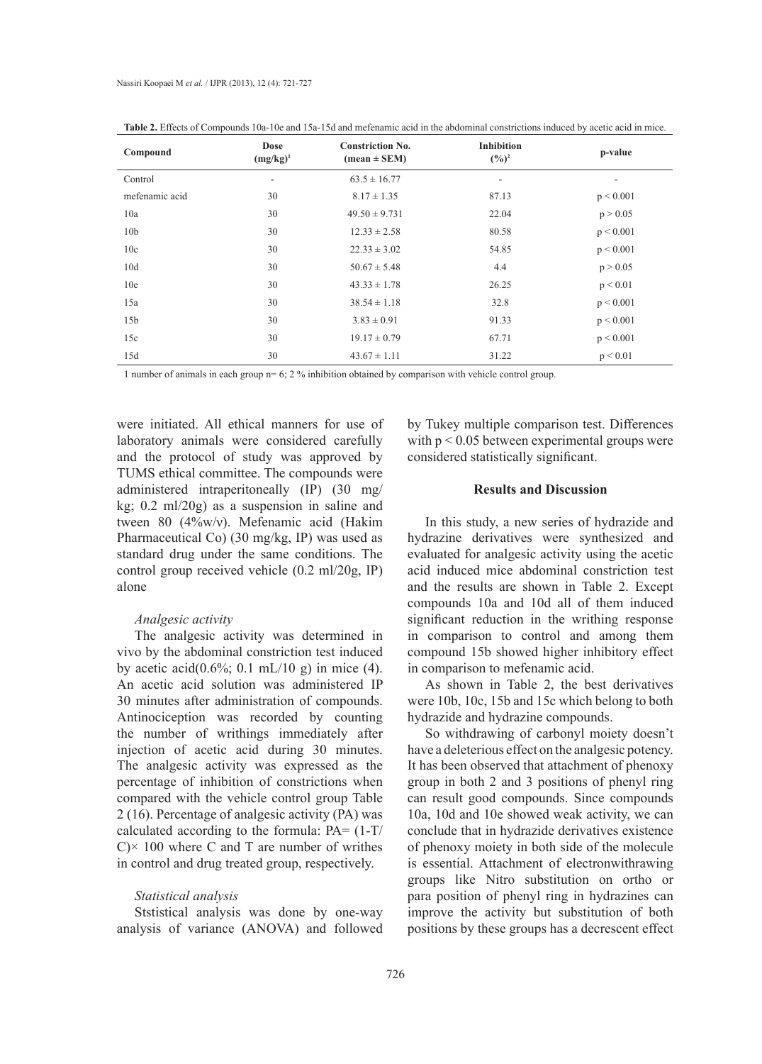**Table 2.** Effects of Compounds 10a-10e and 15a-15d and mefenamic acid in the abdominal constrictions induced by acetic acid in mice.

| Compound | Dose (mg/kg)[1] | Constriction No. (mean ± SEM) | Inhibition (%)[2] | p-value |
|---|---|---|---|---|
| Control | - | 63.5 ± 16.77 | - | - |
| mefenamic acid | 30 | 8.17 ± 1.35 | 87.13 | p < 0.001 |
| 10a | 30 | 49.50 ± 9.731 | 22.04 | p > 0.05 |
| 10b | 30 | 12.33 ± 2.58 | 80.58 | p < 0.001 |
| 10c | 30 | 22.33 ± 3.02 | 54.85 | p < 0.001 |
| 10d | 30 | 50.67 ± 5.48 | 4.4 | p > 0.05 |
| 10e | 30 | 43.33 ± 1.78 | 26.25 | p < 0.01 |
| 15a | 30 | 38.54 ± 1.18 | 32.8 | p < 0.001 |
| 15b | 30 | 3.83 ± 0.91 | 91.33 | p < 0.001 |
| 15c | 30 | 19.17 ± 0.79 | 67.71 | p < 0.001 |
| 15d | 30 | 43.67 ± 1.11 | 31.22 | p < 0.01 |

1 number of animals in each group n= 6; 2 % inhibition obtained by comparison with vehicle control group.

were initiated. All ethical manners for use of laboratory animals were considered carefully and the protocol of study was approved by TUMS ethical committee. The compounds were administered intraperitoneally (IP) (30 mg/kg; 0.2 ml/20g) as a suspension in saline and tween 80 (4%w/v). Mefenamic acid (Hakim Pharmaceutical Co) (30 mg/kg, IP) was used as standard drug under the same conditions. The control group received vehicle (0.2 ml/20g, IP) alone

### *Analgesic activity*

The analgesic activity was determined in vivo by the abdominal constriction test induced by acetic acid(0.6%; 0.1 mL/10 g) in mice (4). An acetic acid solution was administered IP 30 minutes after administration of compounds. Antinociception was recorded by counting the number of writhings immediately after injection of acetic acid during 30 minutes. The analgesic activity was expressed as the percentage of inhibition of constrictions when compared with the vehicle control group Table 2 (16). Percentage of analgesic activity (PA) was calculated according to the formula: $PA= (1-T/C)\times 100$ where C and T are number of writhes in control and drug treated group, respectively.

### *Statistical analysis*

Ststistical analysis was done by one-way analysis of variance (ANOVA) and followed by Tukey multiple comparison test. Differences with $p < 0.05$ between experimental groups were considered statistically significant.

## Results and Discussion

In this study, a new series of hydrazide and hydrazine derivatives were synthesized and evaluated for analgesic activity using the acetic acid induced mice abdominal constriction test and the results are shown in Table 2. Except compounds 10a and 10d all of them induced significant reduction in the writhing response in comparison to control and among them compound 15b showed higher inhibitory effect in comparison to mefenamic acid.

As shown in Table 2, the best derivatives were 10b, 10c, 15b and 15c which belong to both hydrazide and hydrazine compounds.

So withdrawing of carbonyl moiety doesn't have a deleterious effect on the analgesic potency. It has been observed that attachment of phenoxy group in both 2 and 3 positions of phenyl ring can result good compounds. Since compounds 10a, 10d and 10e showed weak activity, we can conclude that in hydrazide derivatives existence of phenoxy moiety in both side of the molecule is essential. Attachment of electronwithrawing groups like Nitro substitution on ortho or para position of phenyl ring in hydrazines can improve the activity but substitution of both positions by these groups has a decrescent effect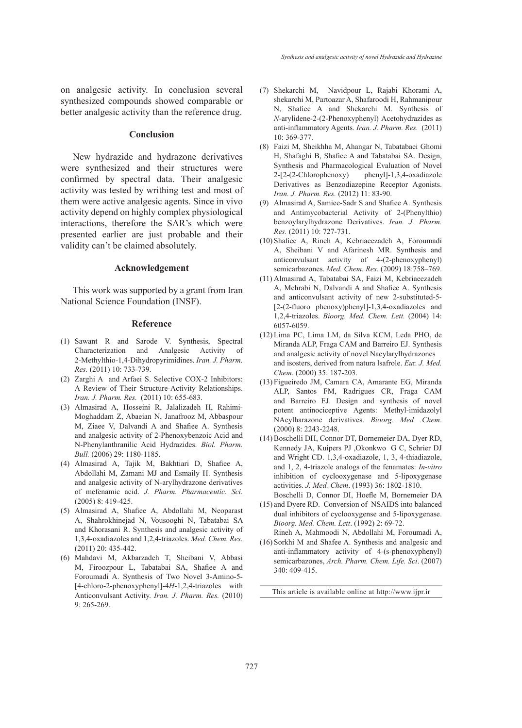on analgesic activity. In conclusion several synthesized compounds showed comparable or better analgesic activity than the reference drug.

## Conclusion

New hydrazide and hydrazone derivatives were synthesized and their structures were confirmed by spectral data. Their analgesic activity was tested by writhing test and most of them were active analgesic agents. Since in vivo activity depend on highly complex physiological interactions, therefore the SAR's which were presented earlier are just probable and their validity can't be claimed absolutely.

## Acknowledgement

This work was supported by a grant from Iran National Science Foundation (INSF).

## Reference

(1) Sawant R and Sarode V. Synthesis, Spectral Characterization and Analgesic Activity of 2-Methylthio-1,4-Dihydropyrimidines. *Iran. J. Pharm. Res.* (2011) 10: 733-739.

(2) Zarghi A and Arfaei S. Selective COX-2 Inhibitors: A Review of Their Structure-Activity Relationships. *Iran. J. Pharm. Res.* (2011) 10: 655-683.

(3) Almasirad A, Hosseini R, Jalalizadeh H, Rahimi-Moghaddam Z, Abaeian N, Janafrooz M, Abbaspour M, Ziaee V, Dalvandi A and Shafiee A. Synthesis and analgesic activity of 2-Phenoxybenzoic Acid and N-Phenylanthranilic Acid Hydrazides. *Biol. Pharm. Bull.* (2006) 29: 1180-1185.

(4) Almasirad A, Tajik M, Bakhtiari D, Shafiee A, Abdollahi M, Zamani MJ and Esmaily H. Synthesis and analgesic activity of N-arylhydrazone derivatives of mefenamic acid. *J. Pharm. Pharmaceutic. Sci.* (2005) 8: 419-425.

(5) Almasirad A, Shafiee A, Abdollahi M, Neoparast A, Shahrokhinejad N, Vousooghi N, Tabatabai SA and Khorasani R. Synthesis and analgesic activity of 1,3,4-oxadiazoles and 1,2,4-triazoles. *Med. Chem. Res.* (2011) 20: 435-442.

(6) Mahdavi M, Akbarzadeh T, Sheibani V, Abbasi M, Firoozpour L, Tabatabai SA, Shafiee A and Foroumadi A. Synthesis of Two Novel 3-Amino-5-[4-chloro-2-phenoxyphenyl]-4*H*-1,2,4-triazoles with Anticonvulsant Activity. *Iran. J. Pharm. Res.* (2010) 9: 265-269.

(7) Shekarchi M, Navidpour L, Rajabi Khorami A, shekarchi M, Partoazar A, Shafaroodi H, Rahmanipour N, Shafiee A and Shekarchi M. Synthesis of *N*-arylidene-2-(2-Phenoxyphenyl) Acetohydrazides as anti-inflammatory Agents. *Iran. J. Pharm. Res.* (2011) 10: 369-377.

(8) Faizi M, Sheikhha M, Ahangar N, Tabatabaei Ghomi H, Shafaghi B, Shafiee A and Tabatabai SA. Design, Synthesis and Pharmacological Evaluation of Novel 2-[2-(2-Chlorophenoxy) phenyl]-1,3,4-oxadiazole Derivatives as Benzodiazepine Receptor Agonists. *Iran. J. Pharm. Res.* (2012) 11: 83-90.

(9) Almasirad A, Samiee-Sadr S and Shafiee A. Synthesis and Antimycobacterial Activity of 2-(Phenylthio) benzoylarylhydrazone Derivatives. *Iran. J. Pharm. Res.* (2011) 10: 727-731.

(10) Shafiee A, Rineh A, Kebriaeezadeh A, Foroumadi A, Sheibani V and Afarinesh MR. Synthesis and anticonvulsant activity of 4-(2-phenoxyphenyl) semicarbazones. *Med. Chem. Res.* (2009) 18:758–769.

(11) Almasirad A, Tabatabai SA, Faizi M, Kebriaeezadeh A, Mehrabi N, Dalvandi A and Shafiee A. Synthesis and anticonvulsant activity of new 2-substituted-5-[2-(2-fluoro phenoxy)phenyl]-1,3,4-oxadiazoles and 1,2,4-triazoles. *Bioorg. Med. Chem. Lett.* (2004) 14: 6057-6059.

(12) Lima PC, Lima LM, da Silva KCM, Leda PHO, de Miranda ALP, Fraga CAM and Barreiro EJ. Synthesis and analgesic activity of novel Nacylarylhydrazones and isosters, derived from natura lsafrole. *Eur. J. Med. Chem*. (2000) 35: 187-203.

(13) Figueiredo JM, Camara CA, Amarante EG, Miranda ALP, Santos FM, Radrigues CR, Fraga CAM and Barreiro EJ. Design and synthesis of novel potent antinociceptive Agents: Methyl-imidazolyl NAcylharazone derivatives. *Bioorg. Med .Chem*. (2000) 8: 2243-2248.

(14) Boschelli DH, Connor DT, Bornemeier DA, Dyer RD, Kennedy JA, Kuipers PJ ,Okonkwo G C, Schrier DJ and Wright CD. 1,3,4-oxadiazole, 1, 3, 4-thiadiazole, and 1, 2, 4-triazole analogs of the fenamates: *In-vitro* inhibition of cyclooxygenase and 5-lipoxygenase activities. *J. Med. Chem*. (1993) 36: 1802-1810.

(15) Boschelli D, Connor DI, Hoefle M, Bornemeier DA and Dyere RD. Conversion of NSAIDS into balanced dual inhibitors of cyclooxygense and 5-lipoxygenase. *Bioorg. Med. Chem. Lett*. (1992) 2: 69-72.

(16) Rineh A, Mahmoodi N, Abdollahi M, Foroumadi A, Sorkhi M and Shafee A. Synthesis and analgesic and anti-inflammatory activity of 4-(s-phenoxyphenyl) semicarbazones, *Arch. Pharm. Chem. Life. Sci*. (2007) 340: 409-415.

This article is available online at http://www.ijpr.ir